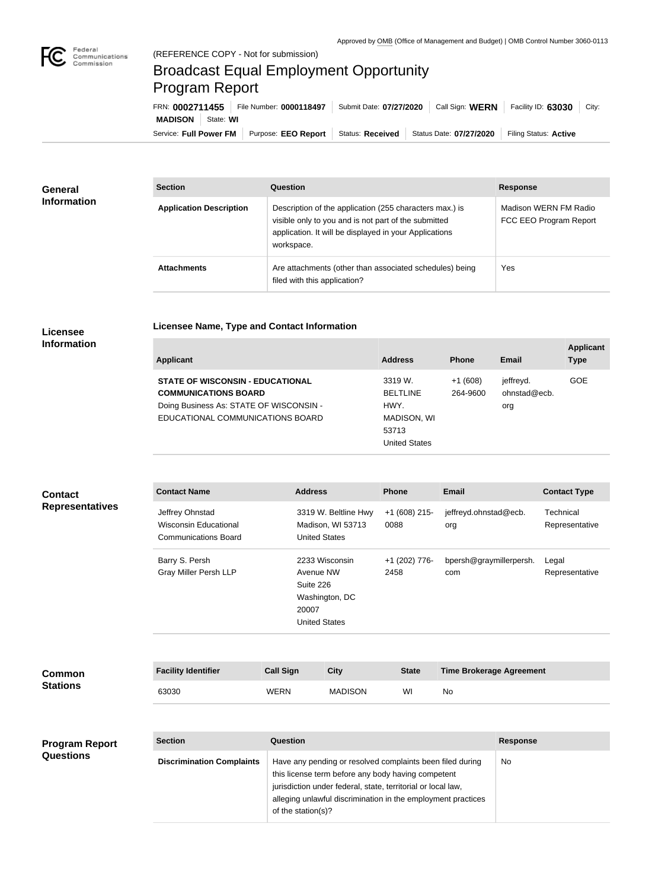Approved by OMB (Office of Management and Budget) | OMB Control Number 3060-0113

Federal Communications Commission

(REFERENCE COPY - Not for submission)

# Broadcast Equal Employment Opportunity Program Report

FRN: **0002711455** | File Number: **0000118497** | Submit Date: **07/27/2020** | Call Sign: **WERN** | Facility ID: **63030** | City: **MADISON** | State: **WI**

Service: **Full Power FM** | Purpose: **EEO Report** | Status: **Received** | Status Date: **07/27/2020** | Filing Status: **Active**

## General Information

| Section | Question | Response |
| --- | --- | --- |
| **Application Description** | Description of the application (255 characters max.) is visible only to you and is not part of the submitted application. It will be displayed in your Applications workspace. | Madison WERN FM Radio FCC EEO Program Report |
| **Attachments** | Are attachments (other than associated schedules) being filed with this application? | Yes |

## Licensee Information

### Licensee Name, Type and Contact Information

| Applicant | Address | Phone | Email | Applicant Type |
| --- | --- | --- | --- | --- |
| **STATE OF WISCONSIN - EDUCATIONAL COMMUNICATIONS BOARD** Doing Business As: STATE OF WISCONSIN - EDUCATIONAL COMMUNICATIONS BOARD | 3319 W. BELTLINE HWY. MADISON, WI 53713 United States | +1 (608) 264-9600 | jeffreyd.ohnstad@ecb.org | GOE |

## Contact Representatives

| Contact Name | Address | Phone | Email | Contact Type |
| --- | --- | --- | --- | --- |
| Jeffrey Ohnstad Wisconsin Educational Communications Board | 3319 W. Beltline Hwy Madison, WI 53713 United States | +1 (608) 215-0088 | jeffreyd.ohnstad@ecb.org | Technical Representative |
| Barry S. Persh Gray Miller Persh LLP | 2233 Wisconsin Avenue NW Suite 226 Washington, DC 20007 United States | +1 (202) 776-2458 | bpersh@graymillerpersh.com | Legal Representative |

## Common Stations

| Facility Identifier | Call Sign | City | State | Time Brokerage Agreement |
| --- | --- | --- | --- | --- |
| 63030 | WERN | MADISON | WI | No |

## Program Report Questions

| Section | Question | Response |
| --- | --- | --- |
| **Discrimination Complaints** | Have any pending or resolved complaints been filed during this license term before any body having competent jurisdiction under federal, state, territorial or local law, alleging unlawful discrimination in the employment practices of the station(s)? | No |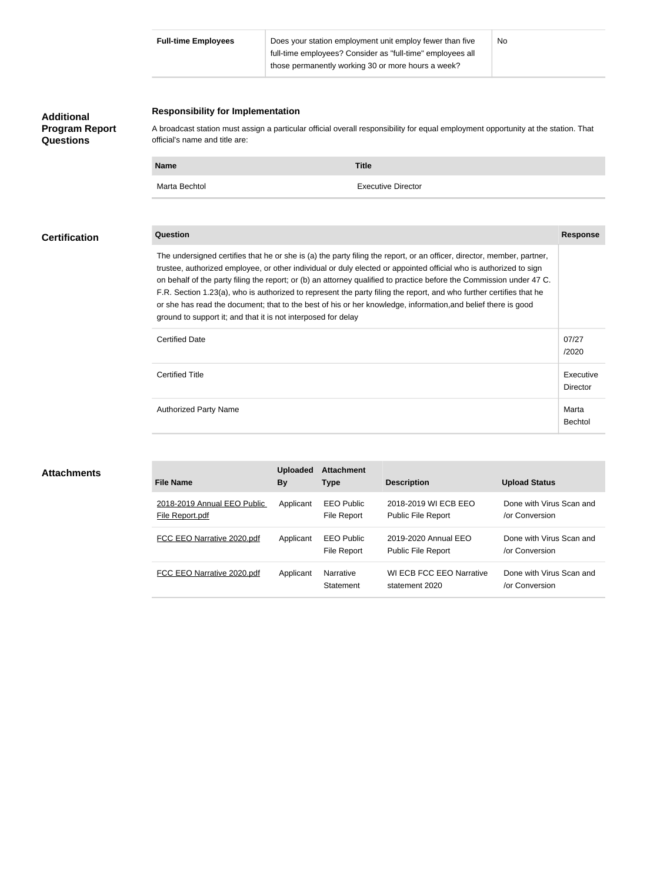| | | |
|---|---|---|
| **Full-time Employees** | Does your station employment unit employ fewer than five full-time employees? Consider as "full-time" employees all those permanently working 30 or more hours a week? | No |

## Additional Program Report Questions

**Responsibility for Implementation**

A broadcast station must assign a particular official overall responsibility for equal employment opportunity at the station. That official's name and title are:

| Name | Title |
|---|---|
| Marta Bechtol | Executive Director |

## Certification

| Question | Response |
|---|---|
| The undersigned certifies that he or she is (a) the party filing the report, or an officer, director, member, partner, trustee, authorized employee, or other individual or duly elected or appointed official who is authorized to sign on behalf of the party filing the report; or (b) an attorney qualified to practice before the Commission under 47 C.F.R. Section 1.23(a), who is authorized to represent the party filing the report, and who further certifies that he or she has read the document; that to the best of his or her knowledge, information,and belief there is good ground to support it; and that it is not interposed for delay | |
| Certified Date | 07/27/2020 |
| Certified Title | Executive Director |
| Authorized Party Name | Marta Bechtol |

## Attachments

| File Name | Uploaded By | Attachment Type | Description | Upload Status |
|---|---|---|---|---|
| 2018-2019 Annual EEO Public File Report.pdf | Applicant | EEO Public File Report | 2018-2019 WI ECB EEO Public File Report | Done with Virus Scan and /or Conversion |
| FCC EEO Narrative 2020.pdf | Applicant | EEO Public File Report | 2019-2020 Annual EEO Public File Report | Done with Virus Scan and /or Conversion |
| FCC EEO Narrative 2020.pdf | Applicant | Narrative Statement | WI ECB FCC EEO Narrative statement 2020 | Done with Virus Scan and /or Conversion |